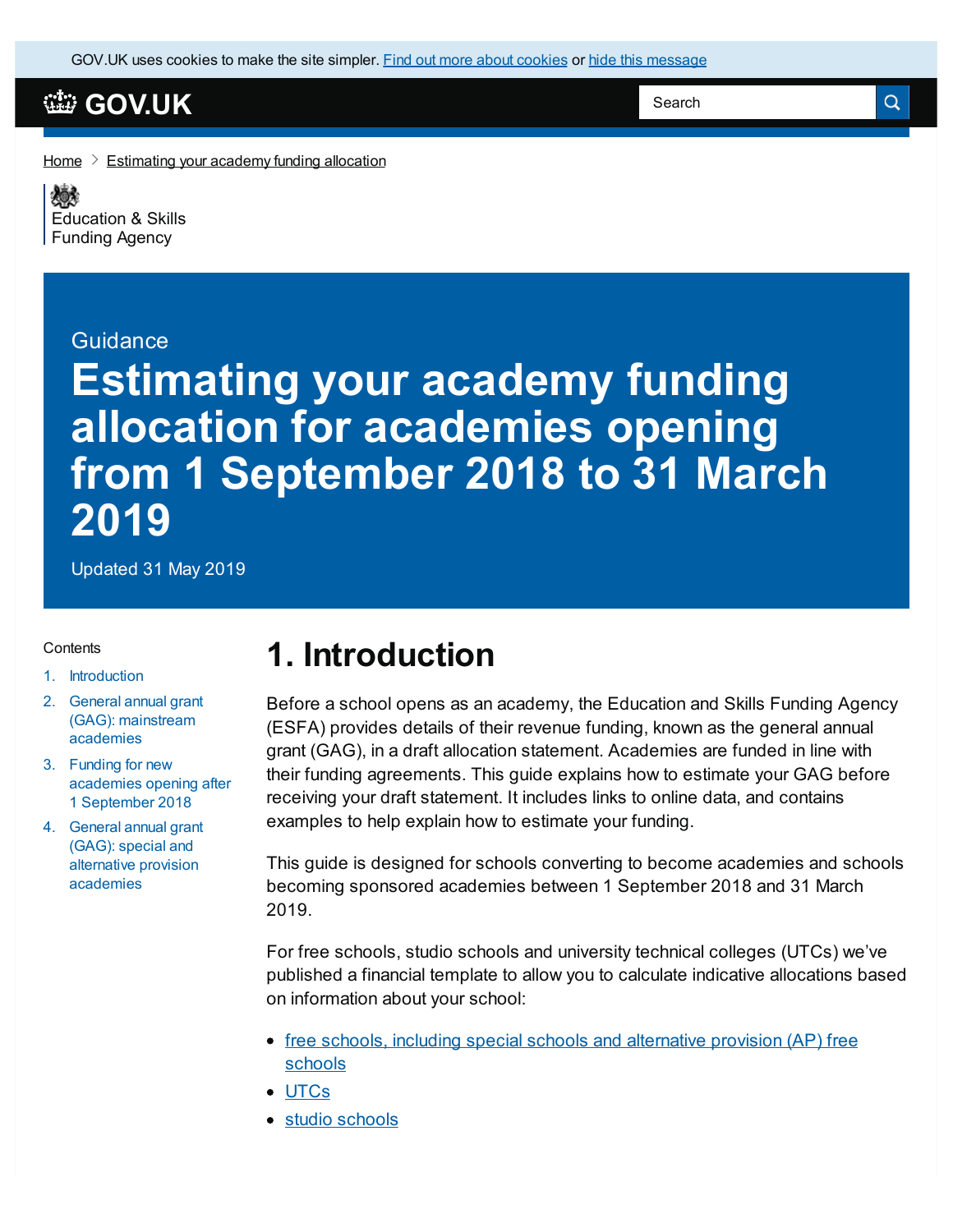GOV.UK uses cookies to make the site simpler. Find out more about cookies or hide this message

GOV.UK

Search

Home > Estimating your academy funding allocation

Education & Skills Funding Agency

Guidance

# Estimating your academy funding allocation for academies opening from 1 September 2018 to 31 March 2019

Updated 31 May 2019

Contents

1. Introduction
2. General annual grant (GAG): mainstream academies
3. Funding for new academies opening after 1 September 2018
4. General annual grant (GAG): special and alternative provision academies

## 1. Introduction

Before a school opens as an academy, the Education and Skills Funding Agency (ESFA) provides details of their revenue funding, known as the general annual grant (GAG), in a draft allocation statement. Academies are funded in line with their funding agreements. This guide explains how to estimate your GAG before receiving your draft statement. It includes links to online data, and contains examples to help explain how to estimate your funding.

This guide is designed for schools converting to become academies and schools becoming sponsored academies between 1 September 2018 and 31 March 2019.

For free schools, studio schools and university technical colleges (UTCs) we've published a financial template to allow you to calculate indicative allocations based on information about your school:

- free schools, including special schools and alternative provision (AP) free schools
- UTCs
- studio schools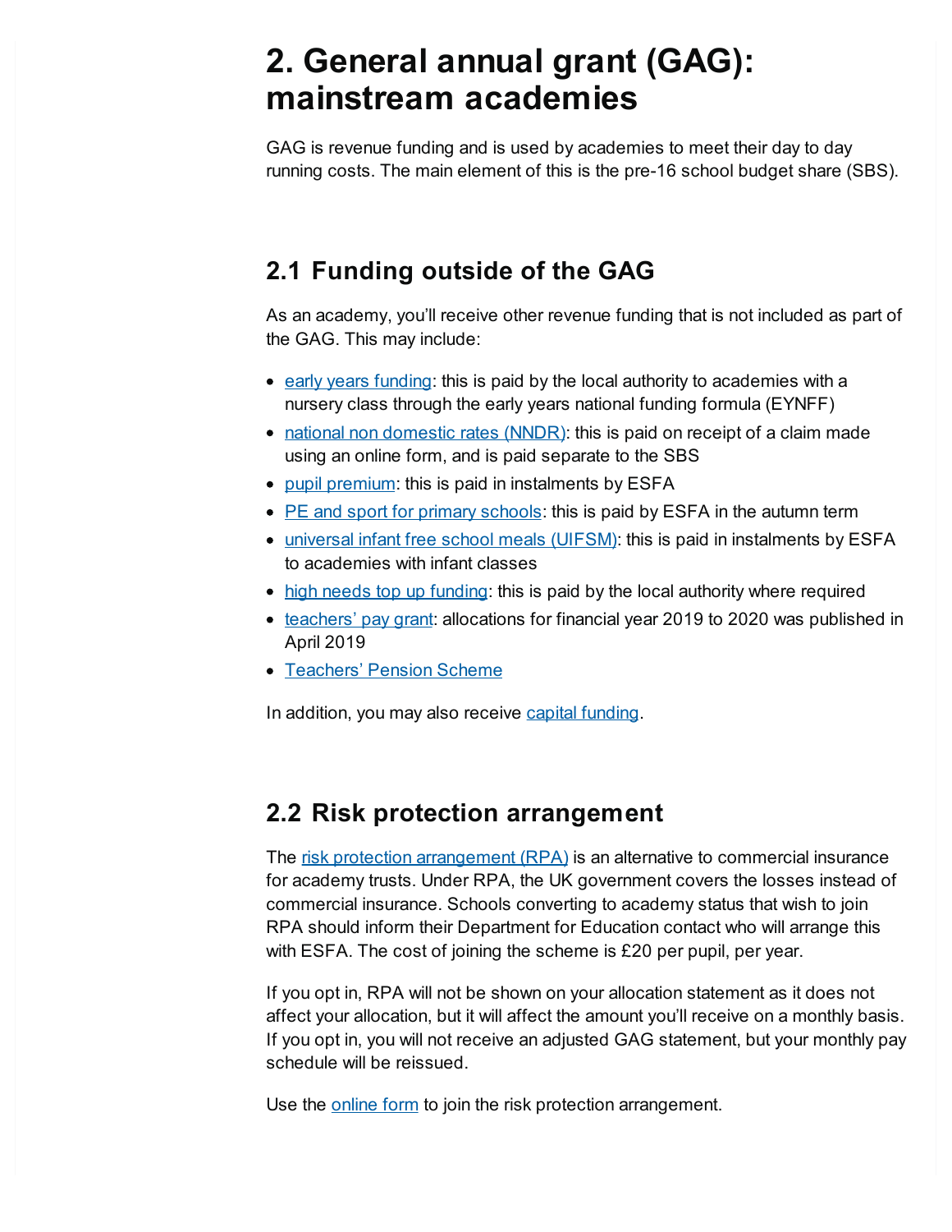# 2. General annual grant (GAG): mainstream academies

GAG is revenue funding and is used by academies to meet their day to day running costs. The main element of this is the pre-16 school budget share (SBS).

## 2.1 Funding outside of the GAG

As an academy, you'll receive other revenue funding that is not included as part of the GAG. This may include:

- early years funding: this is paid by the local authority to academies with a nursery class through the early years national funding formula (EYNFF)
- national non domestic rates (NNDR): this is paid on receipt of a claim made using an online form, and is paid separate to the SBS
- pupil premium: this is paid in instalments by ESFA
- PE and sport for primary schools: this is paid by ESFA in the autumn term
- universal infant free school meals (UIFSM): this is paid in instalments by ESFA to academies with infant classes
- high needs top up funding: this is paid by the local authority where required
- teachers' pay grant: allocations for financial year 2019 to 2020 was published in April 2019
- Teachers' Pension Scheme

In addition, you may also receive capital funding.

## 2.2 Risk protection arrangement

The risk protection arrangement (RPA) is an alternative to commercial insurance for academy trusts. Under RPA, the UK government covers the losses instead of commercial insurance. Schools converting to academy status that wish to join RPA should inform their Department for Education contact who will arrange this with ESFA. The cost of joining the scheme is £20 per pupil, per year.

If you opt in, RPA will not be shown on your allocation statement as it does not affect your allocation, but it will affect the amount you'll receive on a monthly basis. If you opt in, you will not receive an adjusted GAG statement, but your monthly pay schedule will be reissued.

Use the online form to join the risk protection arrangement.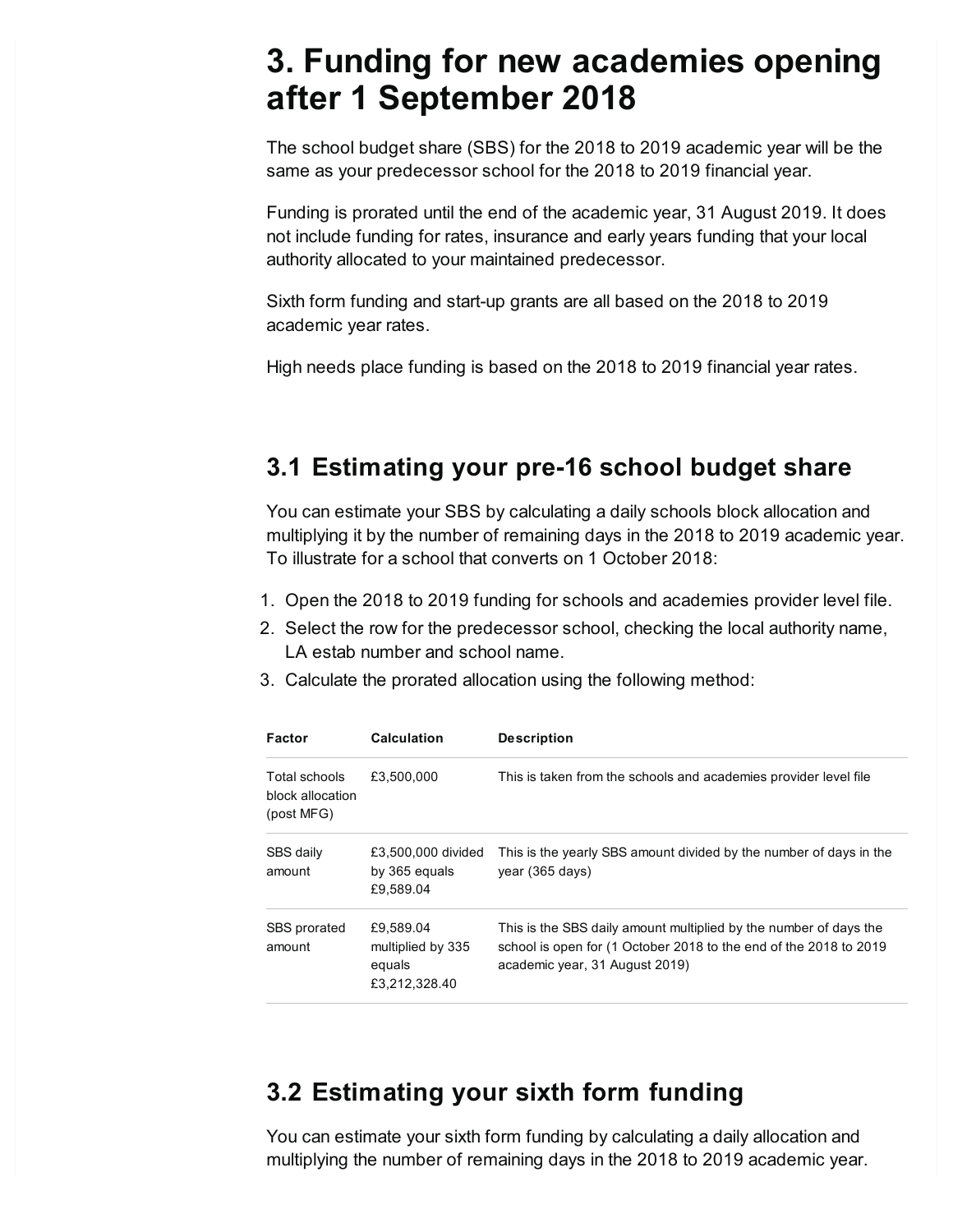# 3. Funding for new academies opening after 1 September 2018

The school budget share (SBS) for the 2018 to 2019 academic year will be the same as your predecessor school for the 2018 to 2019 financial year.

Funding is prorated until the end of the academic year, 31 August 2019. It does not include funding for rates, insurance and early years funding that your local authority allocated to your maintained predecessor.

Sixth form funding and start-up grants are all based on the 2018 to 2019 academic year rates.

High needs place funding is based on the 2018 to 2019 financial year rates.

## 3.1 Estimating your pre-16 school budget share

You can estimate your SBS by calculating a daily schools block allocation and multiplying it by the number of remaining days in the 2018 to 2019 academic year. To illustrate for a school that converts on 1 October 2018:

1. Open the 2018 to 2019 funding for schools and academies provider level file.
2. Select the row for the predecessor school, checking the local authority name, LA estab number and school name.
3. Calculate the prorated allocation using the following method:

| Factor | Calculation | Description |
|---|---|---|
| Total schools block allocation (post MFG) | £3,500,000 | This is taken from the schools and academies provider level file |
| SBS daily amount | £3,500,000 divided by 365 equals £9,589.04 | This is the yearly SBS amount divided by the number of days in the year (365 days) |
| SBS prorated amount | £9,589.04 multiplied by 335 equals £3,212,328.40 | This is the SBS daily amount multiplied by the number of days the school is open for (1 October 2018 to the end of the 2018 to 2019 academic year, 31 August 2019) |

## 3.2 Estimating your sixth form funding

You can estimate your sixth form funding by calculating a daily allocation and multiplying the number of remaining days in the 2018 to 2019 academic year.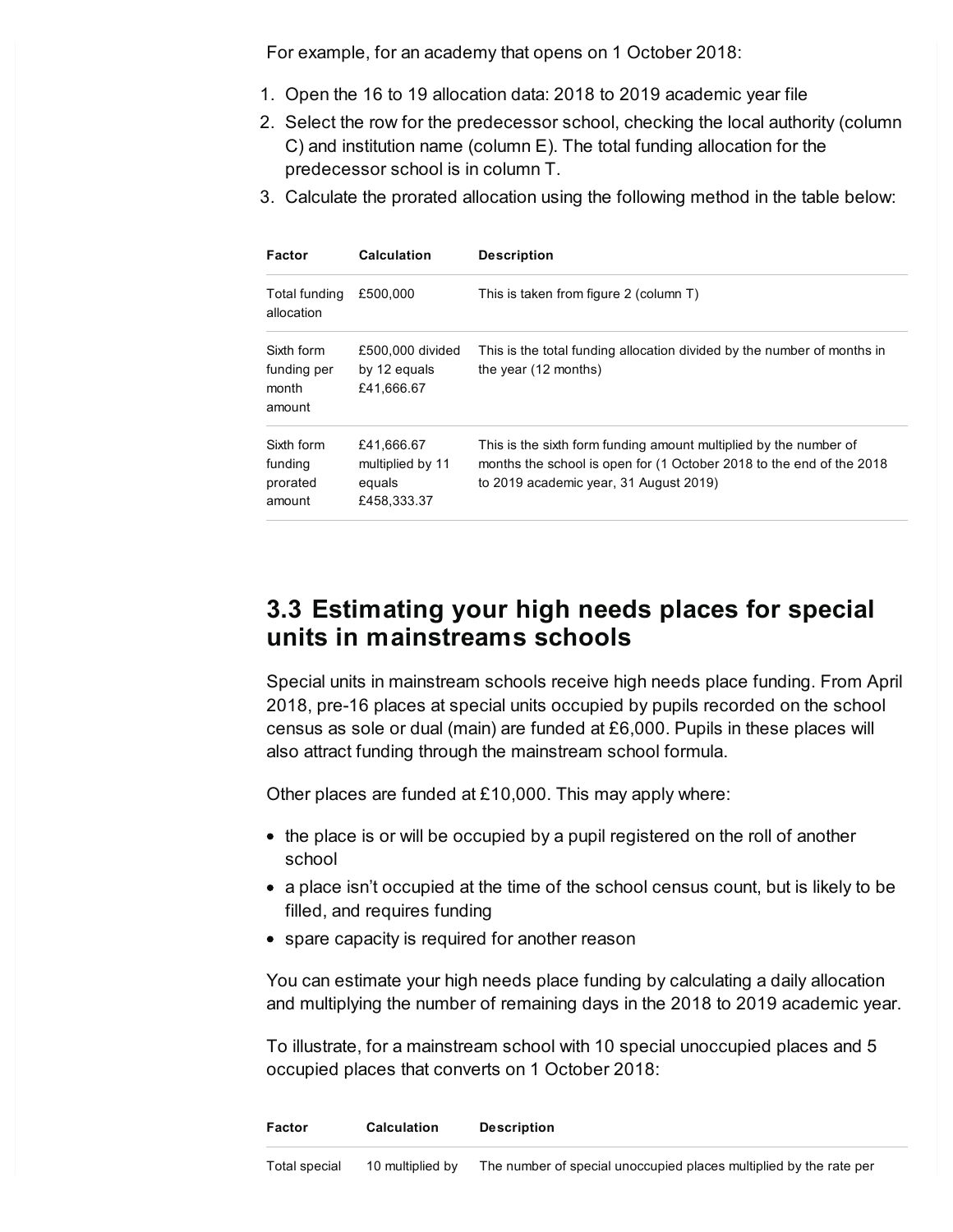For example, for an academy that opens on 1 October 2018:

1. Open the 16 to 19 allocation data: 2018 to 2019 academic year file
2. Select the row for the predecessor school, checking the local authority (column C) and institution name (column E). The total funding allocation for the predecessor school is in column T.
3. Calculate the prorated allocation using the following method in the table below:

| Factor | Calculation | Description |
| --- | --- | --- |
| Total funding allocation | £500,000 | This is taken from figure 2 (column T) |
| Sixth form funding per month amount | £500,000 divided by 12 equals £41,666.67 | This is the total funding allocation divided by the number of months in the year (12 months) |
| Sixth form funding prorated amount | £41,666.67 multiplied by 11 equals £458,333.37 | This is the sixth form funding amount multiplied by the number of months the school is open for (1 October 2018 to the end of the 2018 to 2019 academic year, 31 August 2019) |

## 3.3 Estimating your high needs places for special units in mainstreams schools

Special units in mainstream schools receive high needs place funding. From April 2018, pre-16 places at special units occupied by pupils recorded on the school census as sole or dual (main) are funded at £6,000. Pupils in these places will also attract funding through the mainstream school formula.

Other places are funded at £10,000. This may apply where:

- the place is or will be occupied by a pupil registered on the roll of another school
- a place isn't occupied at the time of the school census count, but is likely to be filled, and requires funding
- spare capacity is required for another reason

You can estimate your high needs place funding by calculating a daily allocation and multiplying the number of remaining days in the 2018 to 2019 academic year.

To illustrate, for a mainstream school with 10 special unoccupied places and 5 occupied places that converts on 1 October 2018:

| Factor | Calculation | Description |
| --- | --- | --- |
| Total special | 10 multiplied by | The number of special unoccupied places multiplied by the rate per |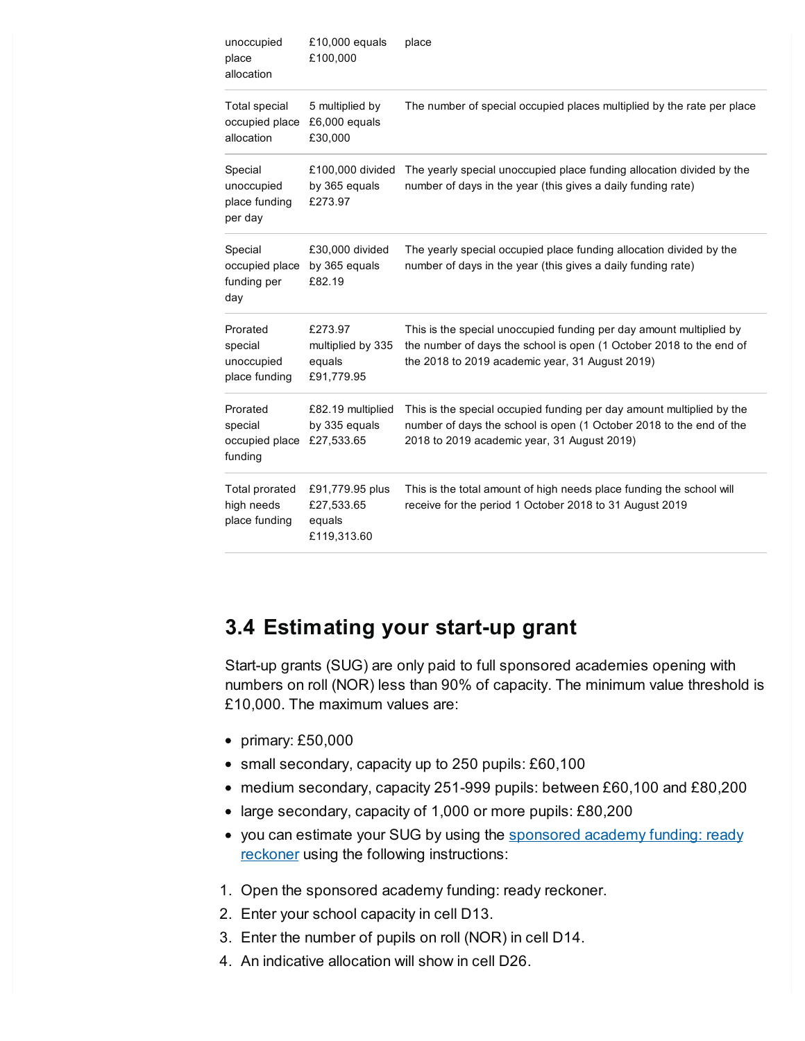| | | |
|---|---|---|
| unoccupied place allocation | £10,000 equals £100,000 | place |
| Total special occupied place allocation | 5 multiplied by £6,000 equals £30,000 | The number of special occupied places multiplied by the rate per place |
| Special unoccupied place funding per day | £100,000 divided by 365 equals £273.97 | The yearly special unoccupied place funding allocation divided by the number of days in the year (this gives a daily funding rate) |
| Special occupied place funding per day | £30,000 divided by 365 equals £82.19 | The yearly special occupied place funding allocation divided by the number of days in the year (this gives a daily funding rate) |
| Prorated special unoccupied place funding | £273.97 multiplied by 335 equals £91,779.95 | This is the special unoccupied funding per day amount multiplied by the number of days the school is open (1 October 2018 to the end of the 2018 to 2019 academic year, 31 August 2019) |
| Prorated special occupied place funding | £82.19 multiplied by 335 equals £27,533.65 | This is the special occupied funding per day amount multiplied by the number of days the school is open (1 October 2018 to the end of the 2018 to 2019 academic year, 31 August 2019) |
| Total prorated high needs place funding | £91,779.95 plus £27,533.65 equals £119,313.60 | This is the total amount of high needs place funding the school will receive for the period 1 October 2018 to 31 August 2019 |

## 3.4 Estimating your start-up grant

Start-up grants (SUG) are only paid to full sponsored academies opening with numbers on roll (NOR) less than 90% of capacity. The minimum value threshold is £10,000. The maximum values are:

- primary: £50,000
- small secondary, capacity up to 250 pupils: £60,100
- medium secondary, capacity 251-999 pupils: between £60,100 and £80,200
- large secondary, capacity of 1,000 or more pupils: £80,200
- you can estimate your SUG by using the sponsored academy funding: ready reckoner using the following instructions:

1. Open the sponsored academy funding: ready reckoner.
2. Enter your school capacity in cell D13.
3. Enter the number of pupils on roll (NOR) in cell D14.
4. An indicative allocation will show in cell D26.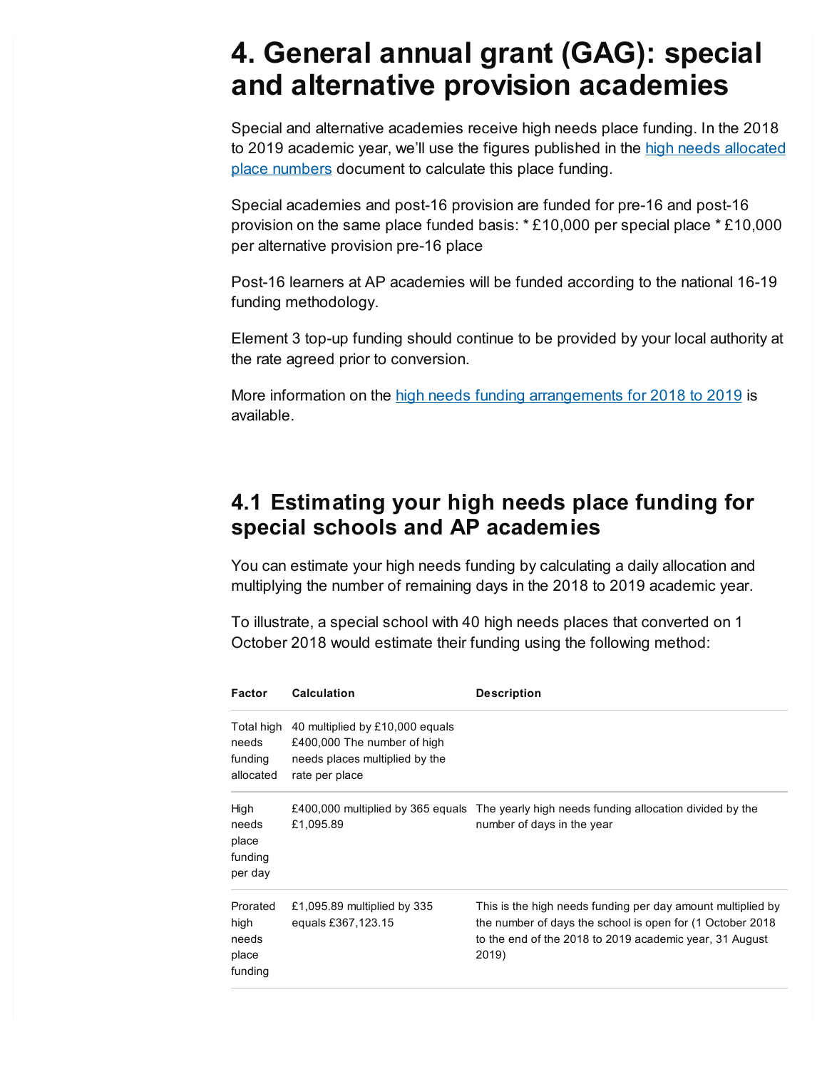# 4. General annual grant (GAG): special and alternative provision academies

Special and alternative academies receive high needs place funding. In the 2018 to 2019 academic year, we'll use the figures published in the high needs allocated place numbers document to calculate this place funding.

Special academies and post-16 provision are funded for pre-16 and post-16 provision on the same place funded basis: * £10,000 per special place * £10,000 per alternative provision pre-16 place

Post-16 learners at AP academies will be funded according to the national 16-19 funding methodology.

Element 3 top-up funding should continue to be provided by your local authority at the rate agreed prior to conversion.

More information on the high needs funding arrangements for 2018 to 2019 is available.

## 4.1 Estimating your high needs place funding for special schools and AP academies

You can estimate your high needs funding by calculating a daily allocation and multiplying the number of remaining days in the 2018 to 2019 academic year.

To illustrate, a special school with 40 high needs places that converted on 1 October 2018 would estimate their funding using the following method:

| Factor | Calculation | Description |
|---|---|---|
| Total high needs funding allocated | 40 multiplied by £10,000 equals £400,000 The number of high needs places multiplied by the rate per place | |
| High needs place funding per day | £400,000 multiplied by 365 equals £1,095.89 | The yearly high needs funding allocation divided by the number of days in the year |
| Prorated high needs place funding | £1,095.89 multiplied by 335 equals £367,123.15 | This is the high needs funding per day amount multiplied by the number of days the school is open for (1 October 2018 to the end of the 2018 to 2019 academic year, 31 August 2019) |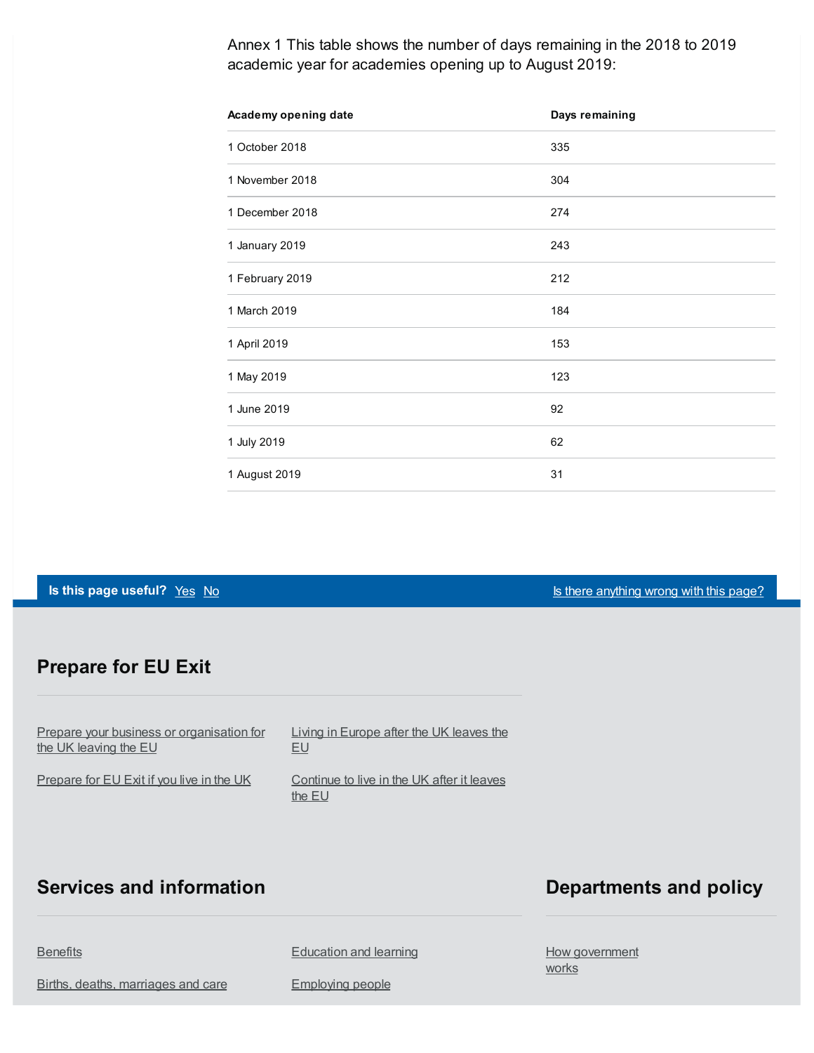Annex 1 This table shows the number of days remaining in the 2018 to 2019 academic year for academies opening up to August 2019:

| Academy opening date | Days remaining |
| --- | --- |
| 1 October 2018 | 335 |
| 1 November 2018 | 304 |
| 1 December 2018 | 274 |
| 1 January 2019 | 243 |
| 1 February 2019 | 212 |
| 1 March 2019 | 184 |
| 1 April 2019 | 153 |
| 1 May 2019 | 123 |
| 1 June 2019 | 92 |
| 1 July 2019 | 62 |
| 1 August 2019 | 31 |

**Is this page useful?** Yes No

Is there anything wrong with this page?

## Prepare for EU Exit

- Prepare your business or organisation for the UK leaving the EU
- Living in Europe after the UK leaves the EU
- Prepare for EU Exit if you live in the UK
- Continue to live in the UK after it leaves the EU

## Services and information

- Benefits
- Education and learning
- Births, deaths, marriages and care
- Employing people

## Departments and policy

- How government works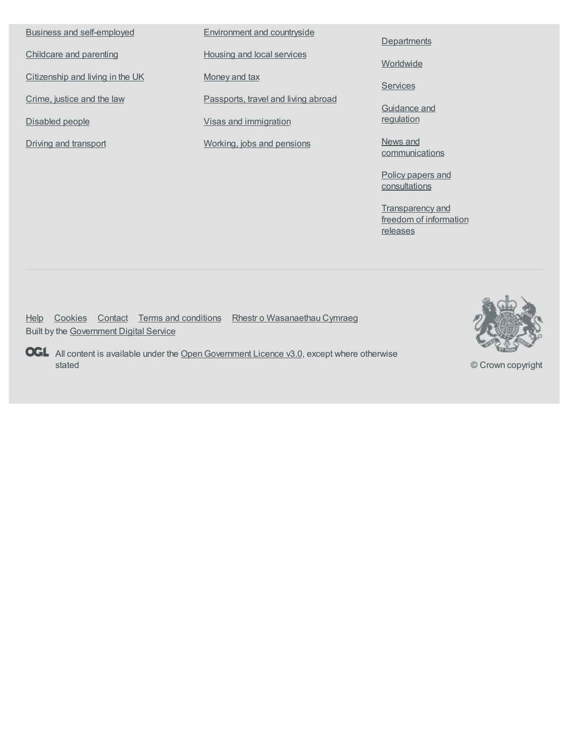Business and self-employed

Childcare and parenting

Citizenship and living in the UK

Crime, justice and the law

Disabled people

Driving and transport

Environment and countryside

Housing and local services

Money and tax

Passports, travel and living abroad

Visas and immigration

Working, jobs and pensions

Departments

Worldwide

Services

Guidance and regulation

News and communications

Policy papers and consultations

Transparency and freedom of information releases

---

Help Cookies Contact Terms and conditions Rhestr o Wasanaethau Cymraeg

Built by the Government Digital Service

OGL All content is available under the Open Government Licence v3.0, except where otherwise stated

© Crown copyright